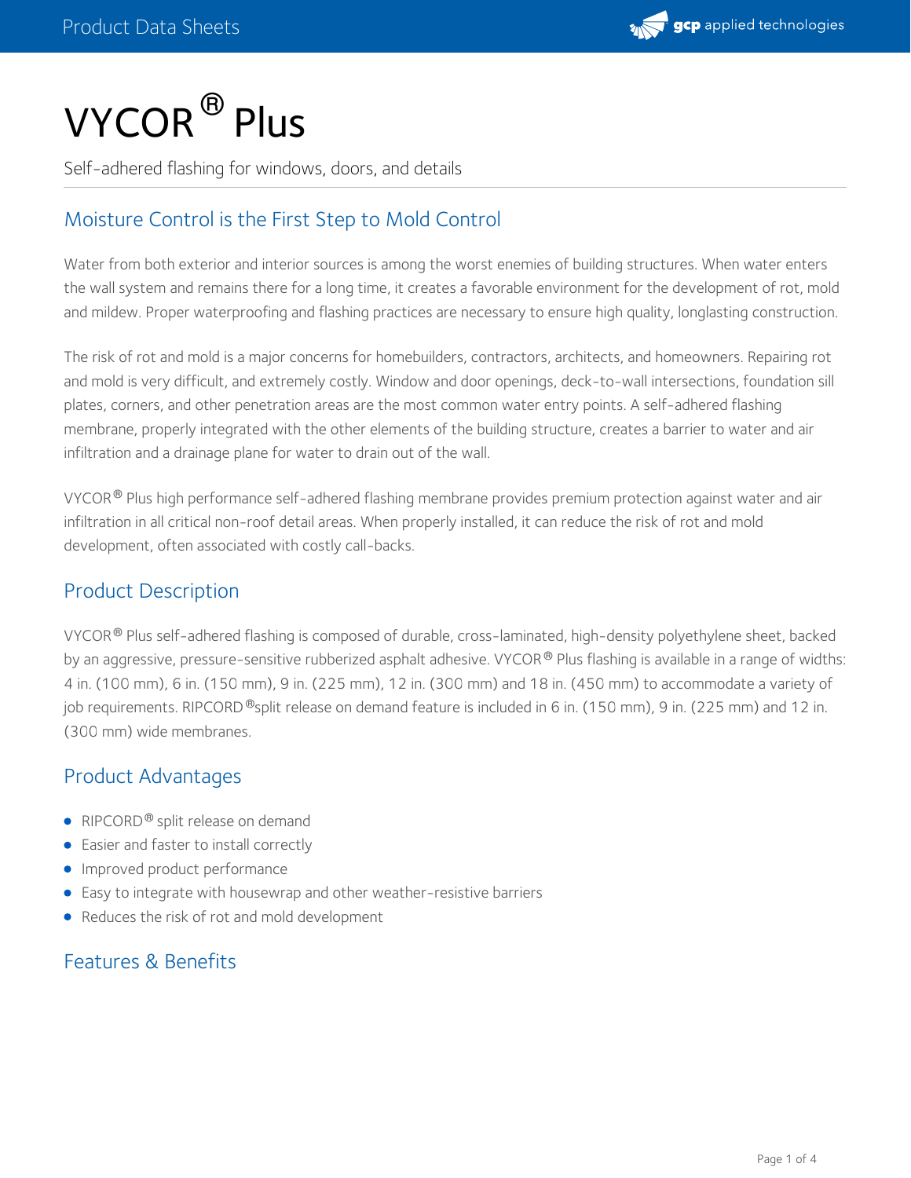# VYCOR® Plus

Self-adhered flashing for windows, doors, and details

## Moisture Control is the First Step to Mold Control

Water from both exterior and interior sources is among the worst enemies of building structures. When water enters the wall system and remains there for a long time, it creates a favorable environment for the development of rot, mold and mildew. Proper waterproofing and flashing practices are necessary to ensure high quality, longlasting construction.

The risk of rot and mold is a major concerns for homebuilders, contractors, architects, and homeowners. Repairing rot and mold is very difficult, and extremely costly. Window and door openings, deck-to-wall intersections, foundation sill plates, corners, and other penetration areas are the most common water entry points. A self-adhered flashing membrane, properly integrated with the other elements of the building structure, creates a barrier to water and air infiltration and a drainage plane for water to drain out of the wall.

VYCOR® Plus high performance self-adhered flashing membrane provides premium protection against water and air infiltration in all critical non-roof detail areas. When properly installed, it can reduce the risk of rot and mold development, often associated with costly call-backs.

## Product Description

VYCOR® Plus self-adhered flashing is composed of durable, cross-laminated, high-density polyethylene sheet, backed by an aggressive, pressure-sensitive rubberized asphalt adhesive. VYCOR® Plus flashing is available in a range of widths: 4 in. (100 mm), 6 in. (150 mm), 9 in. (225 mm), 12 in. (300 mm) and 18 in. (450 mm) to accommodate a variety of job requirements. RIPCORD®split release on demand feature is included in 6 in. (150 mm), 9 in. (225 mm) and 12 in. (300 mm) wide membranes.

## Product Advantages

- RIPCORD® split release on demand
- Easier and faster to install correctly
- Improved product performance
- Easy to integrate with housewrap and other weather-resistive barriers
- Reduces the risk of rot and mold development

## Features & Benefits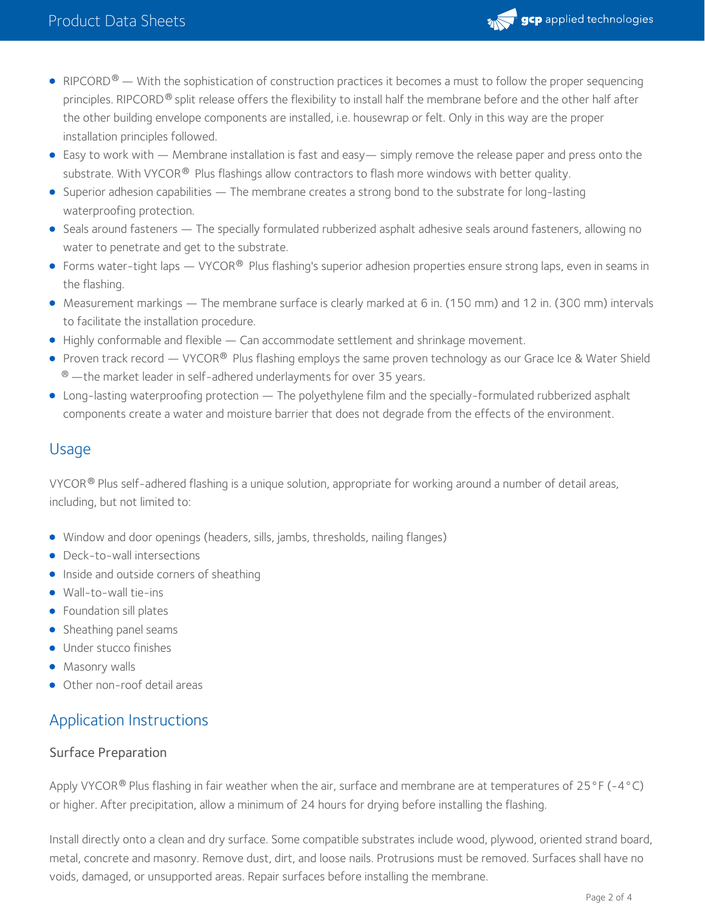- RIPCORD® — With the sophistication of construction practices it becomes a must to follow the proper sequencing principles. RIPCORD® split release offers the flexibility to install half the membrane before and the other half after the other building envelope components are installed, i.e. housewrap or felt. Only in this way are the proper installation principles followed.
- Easy to work with — Membrane installation is fast and easy— simply remove the release paper and press onto the substrate. With VYCOR® Plus flashings allow contractors to flash more windows with better quality.
- Superior adhesion capabilities — The membrane creates a strong bond to the substrate for long-lasting waterproofing protection.
- Seals around fasteners — The specially formulated rubberized asphalt adhesive seals around fasteners, allowing no water to penetrate and get to the substrate.
- Forms water-tight laps — VYCOR® Plus flashing's superior adhesion properties ensure strong laps, even in seams in the flashing.
- Measurement markings — The membrane surface is clearly marked at 6 in. (150 mm) and 12 in. (300 mm) intervals to facilitate the installation procedure.
- Highly conformable and flexible — Can accommodate settlement and shrinkage movement.
- Proven track record — VYCOR® Plus flashing employs the same proven technology as our Grace Ice & Water Shield ® —the market leader in self-adhered underlayments for over 35 years.
- Long-lasting waterproofing protection — The polyethylene film and the specially-formulated rubberized asphalt components create a water and moisture barrier that does not degrade from the effects of the environment.

## Usage

VYCOR® Plus self-adhered flashing is a unique solution, appropriate for working around a number of detail areas, including, but not limited to:

- Window and door openings (headers, sills, jambs, thresholds, nailing flanges)
- Deck-to-wall intersections
- Inside and outside corners of sheathing
- Wall-to-wall tie-ins
- Foundation sill plates
- Sheathing panel seams
- Under stucco finishes
- Masonry walls
- Other non-roof detail areas

## Application Instructions

### Surface Preparation

Apply VYCOR® Plus flashing in fair weather when the air, surface and membrane are at temperatures of 25°F (-4°C) or higher. After precipitation, allow a minimum of 24 hours for drying before installing the flashing.

Install directly onto a clean and dry surface. Some compatible substrates include wood, plywood, oriented strand board, metal, concrete and masonry. Remove dust, dirt, and loose nails. Protrusions must be removed. Surfaces shall have no voids, damaged, or unsupported areas. Repair surfaces before installing the membrane.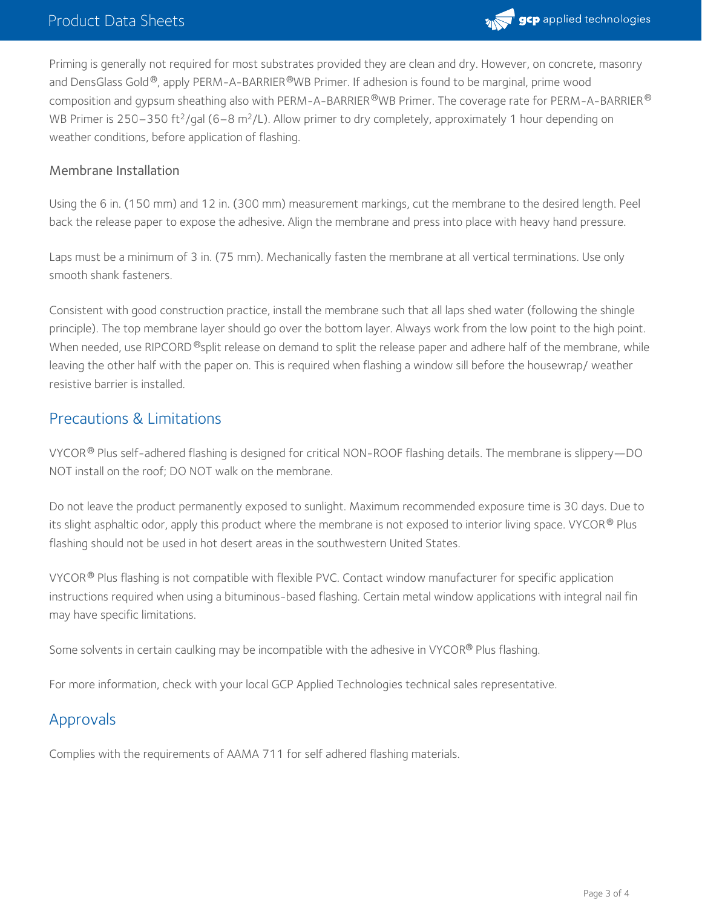Priming is generally not required for most substrates provided they are clean and dry. However, on concrete, masonry and DensGlass Gold®, apply PERM-A-BARRIER®WB Primer. If adhesion is found to be marginal, prime wood composition and gypsum sheathing also with PERM-A-BARRIER®WB Primer. The coverage rate for PERM-A-BARRIER® WB Primer is 250–350 $ft^2$/gal (6–8 $m^2$/L). Allow primer to dry completely, approximately 1 hour depending on weather conditions, before application of flashing.

### Membrane Installation

Using the 6 in. (150 mm) and 12 in. (300 mm) measurement markings, cut the membrane to the desired length. Peel back the release paper to expose the adhesive. Align the membrane and press into place with heavy hand pressure.

Laps must be a minimum of 3 in. (75 mm). Mechanically fasten the membrane at all vertical terminations. Use only smooth shank fasteners.

Consistent with good construction practice, install the membrane such that all laps shed water (following the shingle principle). The top membrane layer should go over the bottom layer. Always work from the low point to the high point. When needed, use RIPCORD®split release on demand to split the release paper and adhere half of the membrane, while leaving the other half with the paper on. This is required when flashing a window sill before the housewrap/ weather resistive barrier is installed.

## Precautions & Limitations

VYCOR® Plus self-adhered flashing is designed for critical NON-ROOF flashing details. The membrane is slippery—DO NOT install on the roof; DO NOT walk on the membrane.

Do not leave the product permanently exposed to sunlight. Maximum recommended exposure time is 30 days. Due to its slight asphaltic odor, apply this product where the membrane is not exposed to interior living space. VYCOR® Plus flashing should not be used in hot desert areas in the southwestern United States.

VYCOR® Plus flashing is not compatible with flexible PVC. Contact window manufacturer for specific application instructions required when using a bituminous-based flashing. Certain metal window applications with integral nail fin may have specific limitations.

Some solvents in certain caulking may be incompatible with the adhesive in VYCOR® Plus flashing.

For more information, check with your local GCP Applied Technologies technical sales representative.

## Approvals

Complies with the requirements of AAMA 711 for self adhered flashing materials.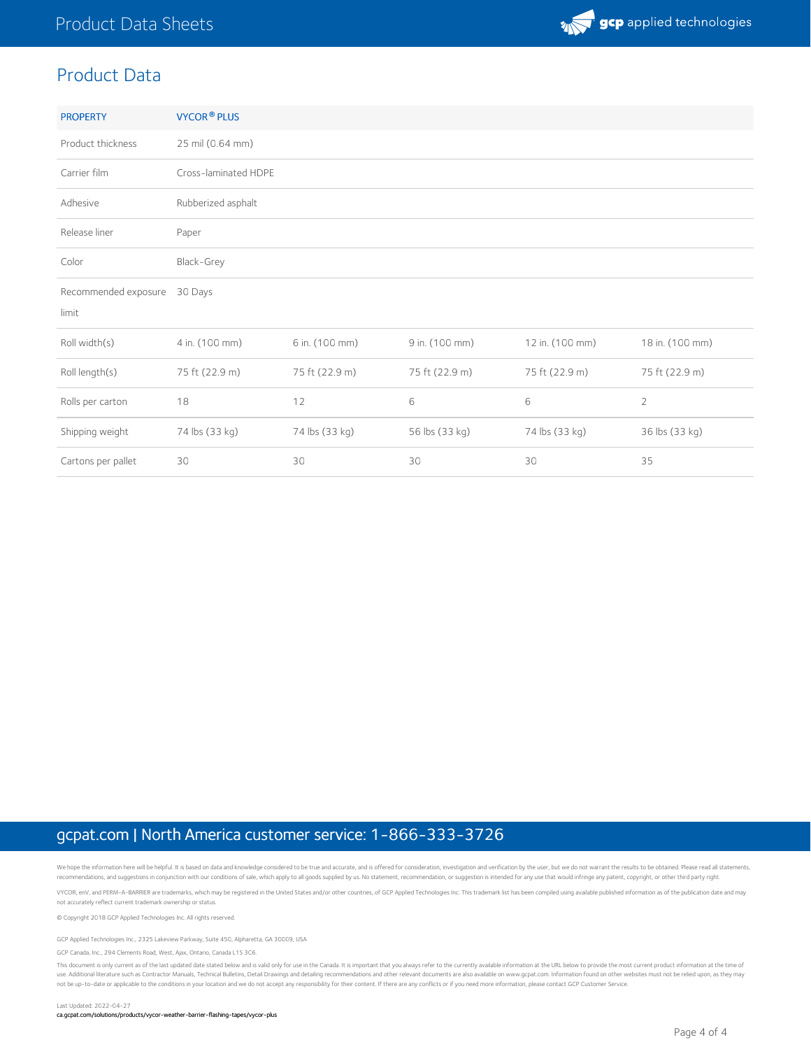## Product Data

| PROPERTY | VYCOR® PLUS | | | | |
|---|---|---|---|---|---|
| Product thickness | 25 mil (0.64 mm) | | | | |
| Carrier film | Cross-laminated HDPE | | | | |
| Adhesive | Rubberized asphalt | | | | |
| Release liner | Paper | | | | |
| Color | Black-Grey | | | | |
| Recommended exposure limit | 30 Days | | | | |
| Roll width(s) | 4 in. (100 mm) | 6 in. (100 mm) | 9 in. (100 mm) | 12 in. (100 mm) | 18 in. (100 mm) |
| Roll length(s) | 75 ft (22.9 m) | 75 ft (22.9 m) | 75 ft (22.9 m) | 75 ft (22.9 m) | 75 ft (22.9 m) |
| Rolls per carton | 18 | 12 | 6 | 6 | 2 |
| Shipping weight | 74 lbs (33 kg) | 74 lbs (33 kg) | 56 lbs (33 kg) | 74 lbs (33 kg) | 36 lbs (33 kg) |
| Cartons per pallet | 30 | 30 | 30 | 30 | 35 |

gcpat.com | North America customer service: 1-866-333-3726

We hope the information here will be helpful. It is based on data and knowledge considered to be true and accurate, and is offered for consideration, investigation and verification by the user, but we do not warrant the results to be obtained. Please read all statements, recommendations, and suggestions in conjunction with our conditions of sale, which apply to all goods supplied by us. No statement, recommendation, or suggestion is intended for any use that would infringe any patent, copyright, or other third party right.

VYCOR, enV, and PERM-A-BARRIER are trademarks, which may be registered in the United States and/or other countries, of GCP Applied Technologies Inc. This trademark list has been compiled using available published information as of the publication date and may not accurately reflect current trademark ownership or status.

© Copyright 2018 GCP Applied Technologies Inc. All rights reserved.

GCP Applied Technologies Inc., 2325 Lakeview Parkway, Suite 450, Alpharetta, GA 30009, USA

GCP Canada, Inc., 294 Clements Road, West, Ajax, Ontario, Canada L1S 3C6.

This document is only current as of the last updated date stated below and is valid only for use in the Canada. It is important that you always refer to the currently available information at the URL below to provide the most current product information at the time of use. Additional literature such as Contractor Manuals, Technical Bulletins, Detail Drawings and detailing recommendations and other relevant documents are also available on www.gcpat.com. Information found on other websites must not be relied upon, as they may not be up-to-date or applicable to the conditions in your location and we do not accept any responsibility for their content. If there are any conflicts or if you need more information, please contact GCP Customer Service.

Last Updated: 2022-04-27
ca.gcpat.com/solutions/products/vycor-weather-barrier-flashing-tapes/vycor-plus